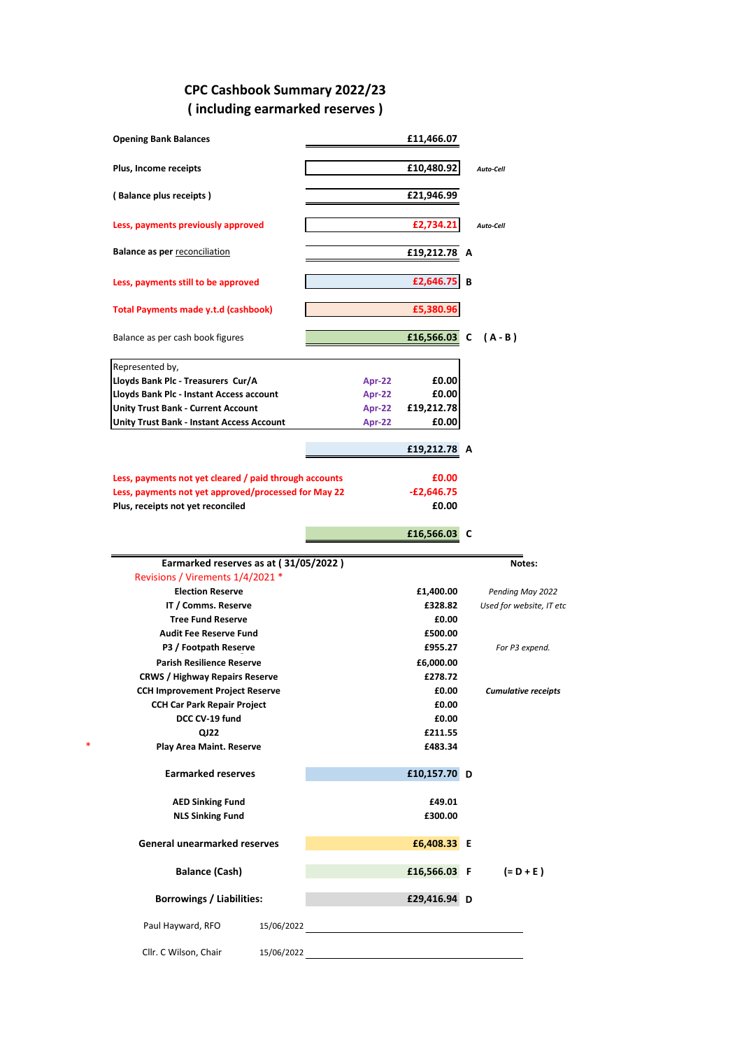# CPC Cashbook Summary 2022/23
## ( including earmarked reserves )

| | | | | |
|---|---|---|---|---|
| **Opening Bank Balances** | | **£11,466.07** | | |
| **Plus, Income receipts** | | **£10,480.92** | | ***Auto-Cell*** |
| **( Balance plus receipts )** | | **£21,946.99** | | |
| **Less, payments previously approved** | | **£2,734.21** | | ***Auto-Cell*** |
| **Balance as per** reconciliation | | **£19,212.78** | **A** | |
| **Less, payments still to be approved** | | **£2,646.75** | **B** | |
| **Total Payments made y.t.d (cashbook)** | | **£5,380.96** | | |
| Balance as per cash book figures | | **£16,566.03** | **C** | **( A - B )** |
| Represented by, | | | | |
| **Lloyds Bank Plc - Treasurers Cur/A** | **Apr-22** | **£0.00** | | |
| **Lloyds Bank Plc - Instant Access account** | **Apr-22** | **£0.00** | | |
| **Unity Trust Bank - Current Account** | **Apr-22** | **£19,212.78** | | |
| **Unity Trust Bank - Instant Access Account** | **Apr-22** | **£0.00** | | |
| | | **£19,212.78** | **A** | |
| **Less, payments not yet cleared / paid through accounts** | | **£0.00** | | |
| **Less, payments not yet approved/processed for May 22** | | **-£2,646.75** | | |
| **Plus, receipts not yet reconciled** | | **£0.00** | | |
| | | **£16,566.03** | **C** | |

| **Earmarked reserves as at ( 31/05/2022 )** | | | **Notes:** |
|---|---|---|---|
| Revisions / Virements 1/4/2021 * | | | |
| **Election Reserve** | **£1,400.00** | | *Pending May 2022* |
| **IT / Comms. Reserve** | **£328.82** | | *Used for website, IT etc* |
| **Tree Fund Reserve** | **£0.00** | | |
| **Audit Fee Reserve Fund** | **£500.00** | | |
| **P3 / Footpath Reserve** | **£955.27** | | *For P3 expend.* |
| **Parish Resilience Reserve** | **£6,000.00** | | |
| **CRWS / Highway Repairs Reserve** | **£278.72** | | |
| **CCH Improvement Project Reserve** | **£0.00** | | ***Cumulative receipts*** |
| **CCH Car Park Repair Project** | **£0.00** | | |
| **DCC CV-19 fund** | **£0.00** | | |
| **QJ22** | **£211.55** | | |
| * **Play Area Maint. Reserve** | **£483.34** | | |
| **Earmarked reserves** | **£10,157.70** | **D** | |
| **AED Sinking Fund** | **£49.01** | | |
| **NLS Sinking Fund** | **£300.00** | | |
| **General unearmarked reserves** | **£6,408.33** | **E** | |
| **Balance (Cash)** | **£16,566.03** | **F** | **(= D + E )** |
| **Borrowings / Liabilities:** | **£29,416.94** | **D** | |

Paul Hayward, RFO 15/06/2022 ____________________

Cllr. C Wilson, Chair 15/06/2022 ____________________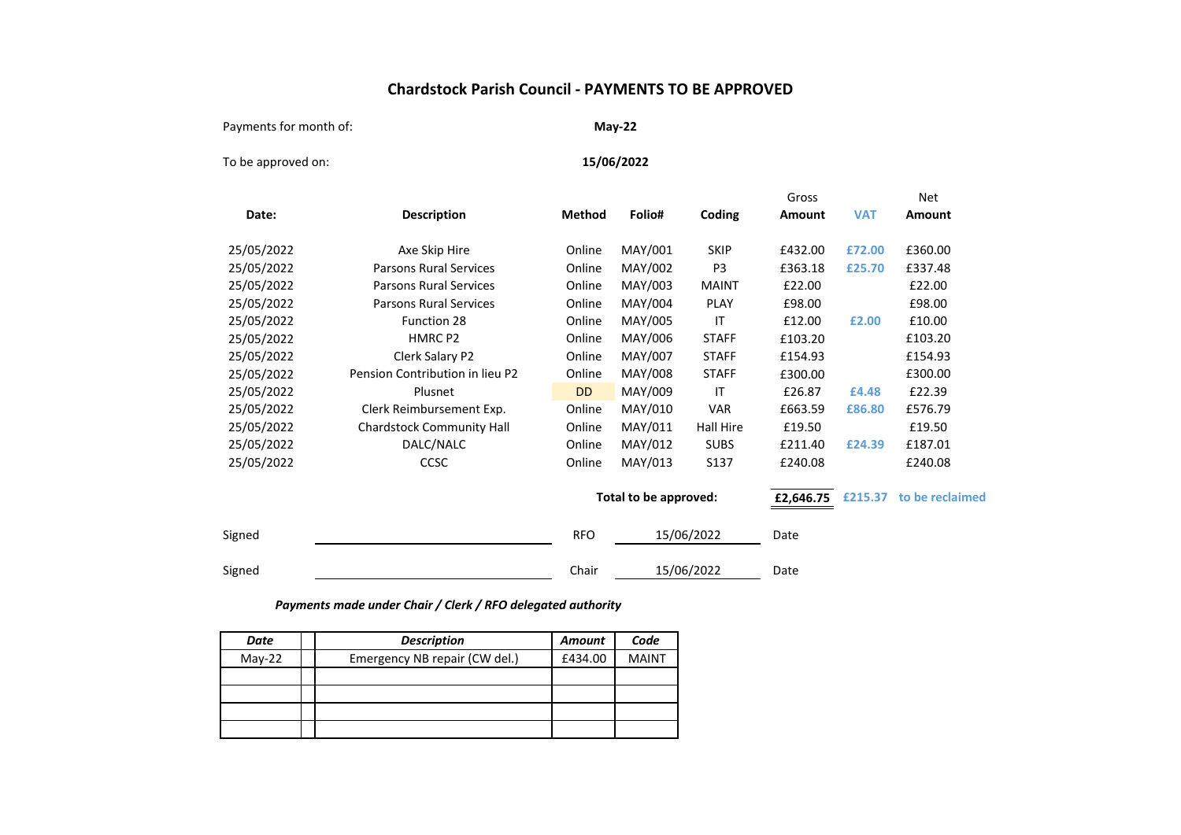# Chardstock Parish Council - PAYMENTS TO BE APPROVED

Payments for month of: **May-22**

To be approved on: **15/06/2022**

| Date: | Description | Method | Folio# | Coding | Gross Amount | VAT | Net Amount |
|---|---|---|---|---|---|---|---|
| 25/05/2022 | Axe Skip Hire | Online | MAY/001 | SKIP | £432.00 | £72.00 | £360.00 |
| 25/05/2022 | Parsons Rural Services | Online | MAY/002 | P3 | £363.18 | £25.70 | £337.48 |
| 25/05/2022 | Parsons Rural Services | Online | MAY/003 | MAINT | £22.00 | | £22.00 |
| 25/05/2022 | Parsons Rural Services | Online | MAY/004 | PLAY | £98.00 | | £98.00 |
| 25/05/2022 | Function 28 | Online | MAY/005 | IT | £12.00 | £2.00 | £10.00 |
| 25/05/2022 | HMRC P2 | Online | MAY/006 | STAFF | £103.20 | | £103.20 |
| 25/05/2022 | Clerk Salary P2 | Online | MAY/007 | STAFF | £154.93 | | £154.93 |
| 25/05/2022 | Pension Contribution in lieu P2 | Online | MAY/008 | STAFF | £300.00 | | £300.00 |
| 25/05/2022 | Plusnet | DD | MAY/009 | IT | £26.87 | £4.48 | £22.39 |
| 25/05/2022 | Clerk Reimbursement Exp. | Online | MAY/010 | VAR | £663.59 | £86.80 | £576.79 |
| 25/05/2022 | Chardstock Community Hall | Online | MAY/011 | Hall Hire | £19.50 | | £19.50 |
| 25/05/2022 | DALC/NALC | Online | MAY/012 | SUBS | £211.40 | £24.39 | £187.01 |
| 25/05/2022 | CCSC | Online | MAY/013 | S137 | £240.08 | | £240.08 |
| | | | **Total to be approved:** | | **£2,646.75** | **£215.37** | **to be reclaimed** |

Signed ______________________ RFO 15/06/2022 Date

Signed ______________________ Chair 15/06/2022 Date

***Payments made under Chair / Clerk / RFO delegated authority***

| *Date* | | *Description* | *Amount* | *Code* |
|---|---|---|---|---|
| May-22 | | Emergency NB repair (CW del.) | £434.00 | MAINT |
| | | | | |
| | | | | |
| | | | | |
| | | | | |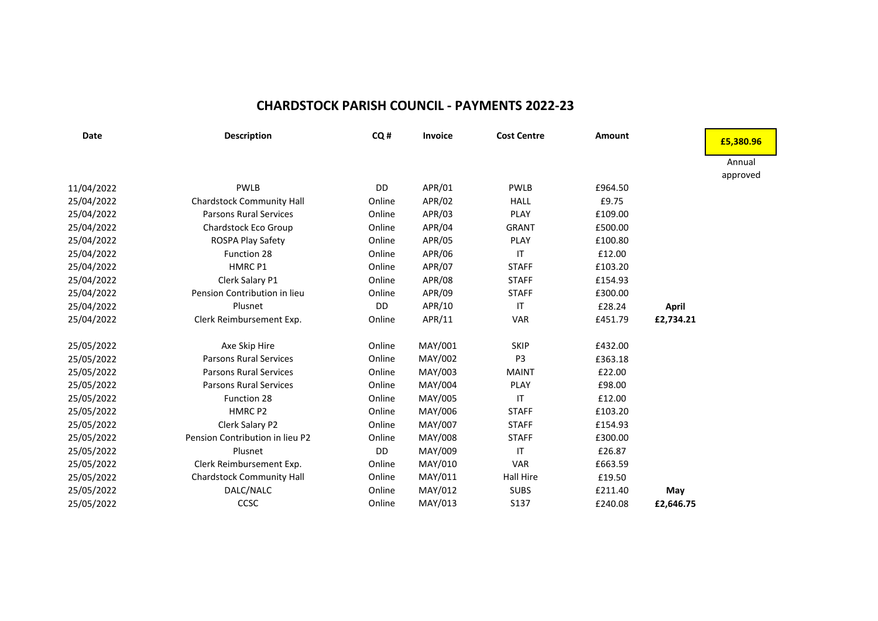# CHARDSTOCK PARISH COUNCIL - PAYMENTS 2022-23

| Date | Description | CQ # | Invoice | Cost Centre | Amount | | **£5,380.96** |
|---|---|---|---|---|---|---|---|
| | | | | | | | Annual approved |
| 11/04/2022 | PWLB | DD | APR/01 | PWLB | £964.50 | | |
| 25/04/2022 | Chardstock Community Hall | Online | APR/02 | HALL | £9.75 | | |
| 25/04/2022 | Parsons Rural Services | Online | APR/03 | PLAY | £109.00 | | |
| 25/04/2022 | Chardstock Eco Group | Online | APR/04 | GRANT | £500.00 | | |
| 25/04/2022 | ROSPA Play Safety | Online | APR/05 | PLAY | £100.80 | | |
| 25/04/2022 | Function 28 | Online | APR/06 | IT | £12.00 | | |
| 25/04/2022 | HMRC P1 | Online | APR/07 | STAFF | £103.20 | | |
| 25/04/2022 | Clerk Salary P1 | Online | APR/08 | STAFF | £154.93 | | |
| 25/04/2022 | Pension Contribution in lieu | Online | APR/09 | STAFF | £300.00 | | |
| 25/04/2022 | Plusnet | DD | APR/10 | IT | £28.24 | **April** | |
| 25/04/2022 | Clerk Reimbursement Exp. | Online | APR/11 | VAR | £451.79 | **£2,734.21** | |
| | | | | | | | |
| 25/05/2022 | Axe Skip Hire | Online | MAY/001 | SKIP | £432.00 | | |
| 25/05/2022 | Parsons Rural Services | Online | MAY/002 | P3 | £363.18 | | |
| 25/05/2022 | Parsons Rural Services | Online | MAY/003 | MAINT | £22.00 | | |
| 25/05/2022 | Parsons Rural Services | Online | MAY/004 | PLAY | £98.00 | | |
| 25/05/2022 | Function 28 | Online | MAY/005 | IT | £12.00 | | |
| 25/05/2022 | HMRC P2 | Online | MAY/006 | STAFF | £103.20 | | |
| 25/05/2022 | Clerk Salary P2 | Online | MAY/007 | STAFF | £154.93 | | |
| 25/05/2022 | Pension Contribution in lieu P2 | Online | MAY/008 | STAFF | £300.00 | | |
| 25/05/2022 | Plusnet | DD | MAY/009 | IT | £26.87 | | |
| 25/05/2022 | Clerk Reimbursement Exp. | Online | MAY/010 | VAR | £663.59 | | |
| 25/05/2022 | Chardstock Community Hall | Online | MAY/011 | Hall Hire | £19.50 | | |
| 25/05/2022 | DALC/NALC | Online | MAY/012 | SUBS | £211.40 | **May** | |
| 25/05/2022 | CCSC | Online | MAY/013 | S137 | £240.08 | **£2,646.75** | |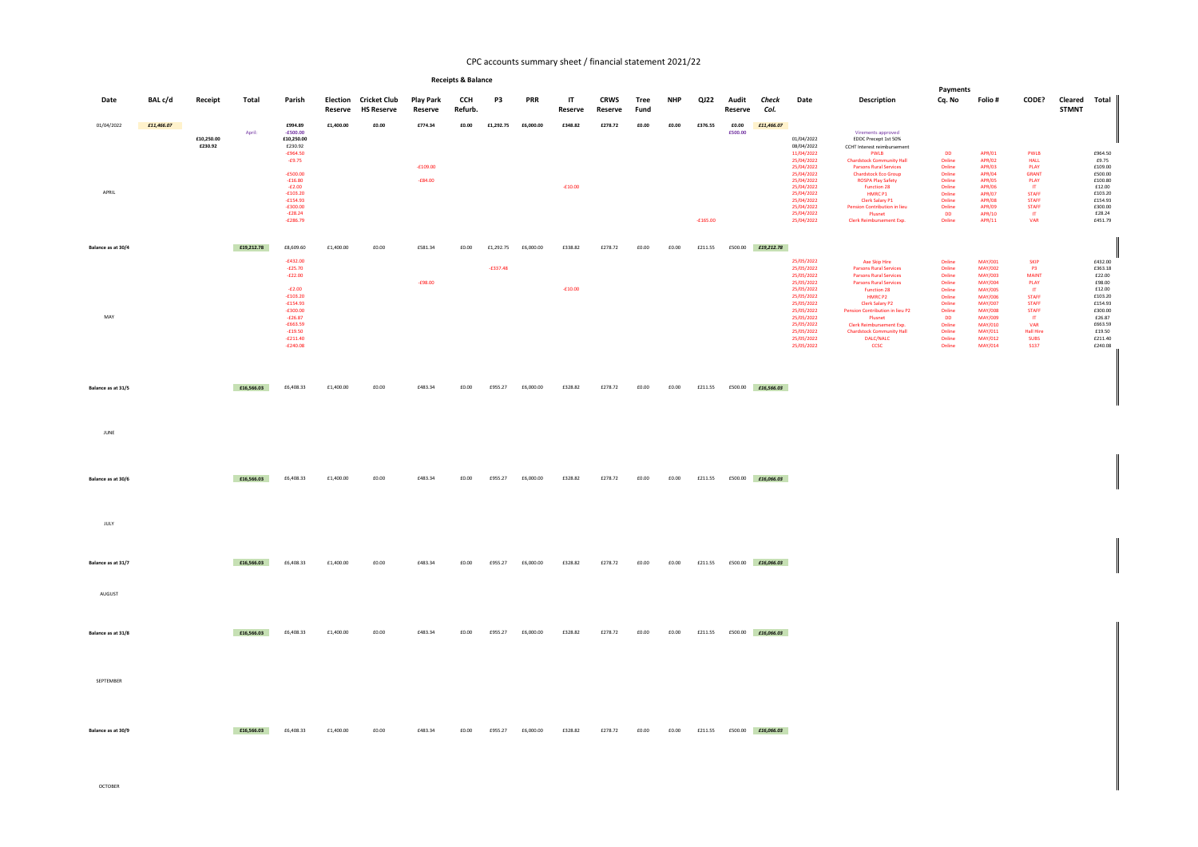# CPC accounts summary sheet / financial statement 2021/22

| Date | BAL c/d | Receipt | Total | Parish | Election Reserve | Cricket Club HS Reserve | Play Park Reserve | CCH Refurb. | P3 | PRR | IT Reserve | CRWS Reserve | Tree Fund | NHP | QJ22 | Audit Reserve | Check Col. | Date | Description | Cq. No | Folio # | CODE? | Cleared STMNT | Total |
|---|---|---|---|---|---|---|---|---|---|---|---|---|---|---|---|---|---|---|---|---|---|---|---|---|
| | | **Receipts & Balance** | | | | | | | | | | | | | | | | | | **Payments** | | | | |
| 01/04/2022 | *£11,466.07* | | | £994.89 | £1,400.00 | £0.00 | £774.34 | £0.00 | £1,292.75 | £6,000.00 | £348.82 | £278.72 | £0.00 | £0.00 | £376.55 | £0.00 | *£11,466.07* | | | | | | | |
| | | | April: | -£500.00 | | | | | | | | | | | | £500.00 | | | Virements approved | | | | | |
| | | £10,250.00 | | £10,250.00 | | | | | | | | | | | | | | 01/04/2022 | EDDC Precept 1st 50% | | | | | |
| | | £230.92 | | £230.92 | | | | | | | | | | | | | | 08/04/2022 | CCHT Interest reimbursement | | | | | |
| | | | | -£964.50 | | | | | | | | | | | | | | 11/04/2022 | PWLB | DD | APR/01 | PWLB | | £964.50 |
| | | | | -£9.75 | | | | | | | | | | | | | | 25/04/2022 | Chardstock Community Hall | Online | APR/02 | HALL | | £9.75 |
| | | | | | | | -£109.00 | | | | | | | | | | | 25/04/2022 | Parsons Rural Services | Online | APR/03 | PLAY | | £109.00 |
| | | | | -£500.00 | | | | | | | | | | | | | | 25/04/2022 | Chardstock Eco Group | Online | APR/04 | GRANT | | £500.00 |
| | | | | -£16.80 | | | -£84.00 | | | | | | | | | | | 25/04/2022 | ROSPA Play Safety | Online | APR/05 | PLAY | | £100.80 |
| APRIL | | | | -£2.00 | | | | | | | -£10.00 | | | | | | | 25/04/2022 | Function 28 | Online | APR/06 | IT | | £12.00 |
| | | | | -£103.20 | | | | | | | | | | | | | | 25/04/2022 | HMRC P1 | Online | APR/07 | STAFF | | £103.20 |
| | | | | -£154.93 | | | | | | | | | | | | | | 25/04/2022 | Clerk Salary P1 | Online | APR/08 | STAFF | | £154.93 |
| | | | | -£300.00 | | | | | | | | | | | | | | 25/04/2022 | Pension Contribution in lieu | Online | APR/09 | STAFF | | £300.00 |
| | | | | -£28.24 | | | | | | | | | | | | | | 25/04/2022 | Plusnet | DD | APR/10 | IT | | £28.24 |
| | | | | -£286.79 | | | | | | | | | | | -£165.00 | | | 25/04/2022 | Clerk Reimbursement Exp. | Online | APR/11 | VAR | | £451.79 |
| **Balance as at 30/4** | | | £19,212.78 | £8,609.60 | £1,400.00 | £0.00 | £581.34 | £0.00 | £1,292.75 | £6,000.00 | £338.82 | £278.72 | £0.00 | £0.00 | £211.55 | £500.00 | *£19,212.78* | | | | | | | |
| | | | | -£432.00 | | | | | | | | | | | | | | 25/05/2022 | Axe Skip Hire | Online | MAY/001 | SKIP | | £432.00 |
| | | | | -£25.70 | | | | | -£337.48 | | | | | | | | | 25/05/2022 | Parsons Rural Services | Online | MAY/002 | P3 | | £363.18 |
| | | | | -£22.00 | | | | | | | | | | | | | | 25/05/2022 | Parsons Rural Services | Online | MAY/003 | MAINT | | £22.00 |
| | | | | | | | -£98.00 | | | | | | | | | | | 25/05/2022 | Parsons Rural Services | Online | MAY/004 | PLAY | | £98.00 |
| | | | | -£2.00 | | | | | | | -£10.00 | | | | | | | 25/05/2022 | Function 28 | Online | MAY/005 | IT | | £12.00 |
| | | | | -£103.20 | | | | | | | | | | | | | | 25/05/2022 | HMRC P2 | Online | MAY/006 | STAFF | | £103.20 |
| | | | | -£154.93 | | | | | | | | | | | | | | 25/05/2022 | Clerk Salary P2 | Online | MAY/007 | STAFF | | £154.93 |
| MAY | | | | -£300.00 | | | | | | | | | | | | | | 25/05/2022 | Pension Contribution in lieu P2 | Online | MAY/008 | STAFF | | £300.00 |
| | | | | -£26.87 | | | | | | | | | | | | | | 25/05/2022 | Plusnet | DD | MAY/009 | IT | | £26.87 |
| | | | | -£663.59 | | | | | | | | | | | | | | 25/05/2022 | Clerk Reimbursement Exp. | Online | MAY/010 | VAR | | £663.59 |
| | | | | -£19.50 | | | | | | | | | | | | | | 25/05/2022 | Chardstock Community Hall | Online | MAY/011 | Hall Hire | | £19.50 |
| | | | | -£211.40 | | | | | | | | | | | | | | 25/05/2022 | DALC/NALC | Online | MAY/012 | SUBS | | £211.40 |
| | | | | -£240.08 | | | | | | | | | | | | | | 25/05/2022 | CCSC | Online | MAY/014 | S137 | | £240.08 |
| **Balance as at 31/5** | | | £16,566.03 | £6,408.33 | £1,400.00 | £0.00 | £483.34 | £0.00 | £955.27 | £6,000.00 | £328.82 | £278.72 | £0.00 | £0.00 | £211.55 | £500.00 | *£16,566.03* | | | | | | | |
| JUNE | | | | | | | | | | | | | | | | | | | | | | | | |
| **Balance as at 30/6** | | | £16,566.03 | £6,408.33 | £1,400.00 | £0.00 | £483.34 | £0.00 | £955.27 | £6,000.00 | £328.82 | £278.72 | £0.00 | £0.00 | £211.55 | £500.00 | *£16,066.03* | | | | | | | |
| JULY | | | | | | | | | | | | | | | | | | | | | | | | |
| **Balance as at 31/7** | | | £16,566.03 | £6,408.33 | £1,400.00 | £0.00 | £483.34 | £0.00 | £955.27 | £6,000.00 | £328.82 | £278.72 | £0.00 | £0.00 | £211.55 | £500.00 | *£16,066.03* | | | | | | | |
| AUGUST | | | | | | | | | | | | | | | | | | | | | | | | |
| **Balance as at 31/8** | | | £16,566.03 | £6,408.33 | £1,400.00 | £0.00 | £483.34 | £0.00 | £955.27 | £6,000.00 | £328.82 | £278.72 | £0.00 | £0.00 | £211.55 | £500.00 | *£16,066.03* | | | | | | | |
| SEPTEMBER | | | | | | | | | | | | | | | | | | | | | | | | |
| **Balance as at 30/9** | | | £16,566.03 | £6,408.33 | £1,400.00 | £0.00 | £483.34 | £0.00 | £955.27 | £6,000.00 | £328.82 | £278.72 | £0.00 | £0.00 | £211.55 | £500.00 | *£16,066.03* | | | | | | | |
| OCTOBER | | | | | | | | | | | | | | | | | | | | | | | | |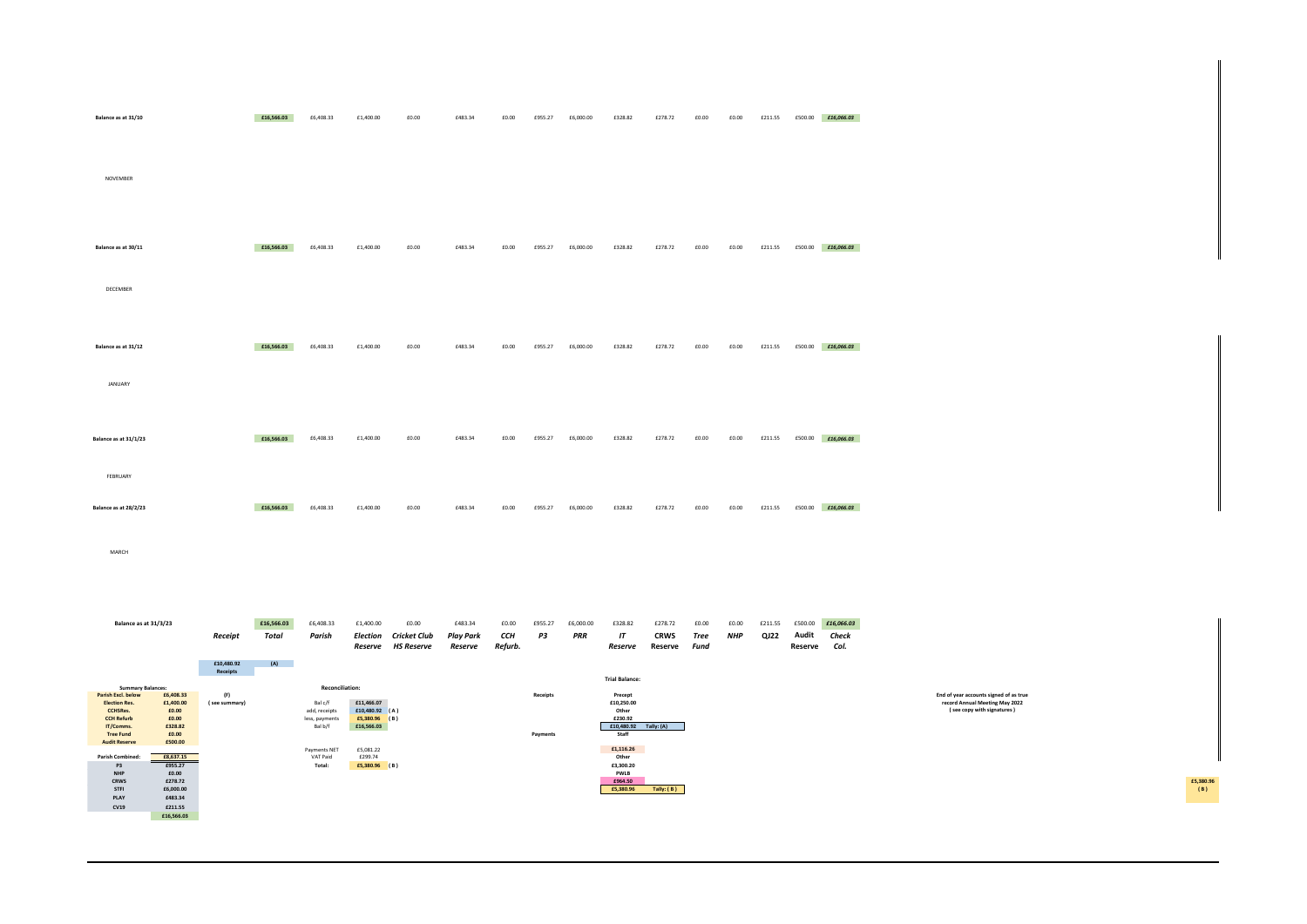| | Total | Parish | Election Reserve | Cricket Club HS Reserve | Play Park Reserve | CCH Refurb. | P3 | PRR | IT Reserve | CRWS Reserve | Tree Fund | NHP | QJ22 | Audit Reserve | Check Col. |
|---|---|---|---|---|---|---|---|---|---|---|---|---|---|---|---|
| Balance as at 31/10 | £16,566.03 | £6,408.33 | £1,400.00 | £0.00 | £483.34 | £0.00 | £955.27 | £6,000.00 | £328.82 | £278.72 | £0.00 | £0.00 | £211.55 | £500.00 | *£16,066.03* |
| NOVEMBER | | | | | | | | | | | | | | | |
| Balance as at 30/11 | £16,566.03 | £6,408.33 | £1,400.00 | £0.00 | £483.34 | £0.00 | £955.27 | £6,000.00 | £328.82 | £278.72 | £0.00 | £0.00 | £211.55 | £500.00 | *£16,066.03* |
| DECEMBER | | | | | | | | | | | | | | | |
| Balance as at 31/12 | £16,566.03 | £6,408.33 | £1,400.00 | £0.00 | £483.34 | £0.00 | £955.27 | £6,000.00 | £328.82 | £278.72 | £0.00 | £0.00 | £211.55 | £500.00 | *£16,066.03* |
| JANUARY | | | | | | | | | | | | | | | |
| Balance as at 31/1/23 | £16,566.03 | £6,408.33 | £1,400.00 | £0.00 | £483.34 | £0.00 | £955.27 | £6,000.00 | £328.82 | £278.72 | £0.00 | £0.00 | £211.55 | £500.00 | *£16,066.03* |
| FEBRUARY | | | | | | | | | | | | | | | |
| Balance as at 28/2/23 | £16,566.03 | £6,408.33 | £1,400.00 | £0.00 | £483.34 | £0.00 | £955.27 | £6,000.00 | £328.82 | £278.72 | £0.00 | £0.00 | £211.55 | £500.00 | *£16,066.03* |
| MARCH | | | | | | | | | | | | | | | |
| Balance as at 31/3/23 | £16,566.03 | £6,408.33 | £1,400.00 | £0.00 | £483.34 | £0.00 | £955.27 | £6,000.00 | £328.82 | £278.72 | £0.00 | £0.00 | £211.55 | £500.00 | *£16,066.03* |

***Receipt***

£10,480.92 (A)
Receipts

(F)
( see summary)

**Summary Balances:**

| | |
|---|---|
| **Parish Excl. below** | **£6,408.33** |
| **Election Res.** | **£1,400.00** |
| **CCHSRes.** | **£0.00** |
| **CCH Refurb** | **£0.00** |
| **IT/Comms.** | **£328.82** |
| **Tree Fund** | **£0.00** |
| **Audit Reserve** | **£500.00** |
| **Parish Combined:** | **£8,637.15** |
| **P3** | **£955.27** |
| **NHP** | **£0.00** |
| **CRWS** | **£278.72** |
| **STFI** | **£6,000.00** |
| **PLAY** | **£483.34** |
| **CV19** | **£211.55** |
| | **£16,566.03** |

**Reconciliation:**

| | | |
|---|---|---|
| Bal c/f | £11,466.07 | |
| add, receipts | £10,480.92 | ( A ) |
| less, payments | £5,380.96 | ( B ) |
| Bal b/f | £16,566.03 | |
| Payments NET | £5,081.22 | |
| VAT Paid | £299.74 | |
| **Total:** | **£5,380.96** | **( B )** |

**Trial Balance:**

| | | |
|---|---|---|
| **Receipts** | **Precept** | |
| | £10,250.00 | |
| | **Other** | |
| | £230.92 | |
| | **£10,480.92** | **Tally: (A)** |
| **Payments** | **Staff** | |
| | **£1,116.26** | |
| | **Other** | |
| | **£3,300.20** | |
| | **PWLB** | |
| | **£964.50** | |
| | **£5,380.96** | **Tally: ( B )** |

**End of year accounts signed of as true record Annual Meeting May 2022 ( see copy with signatures )**

**£5,380.96 ( B )**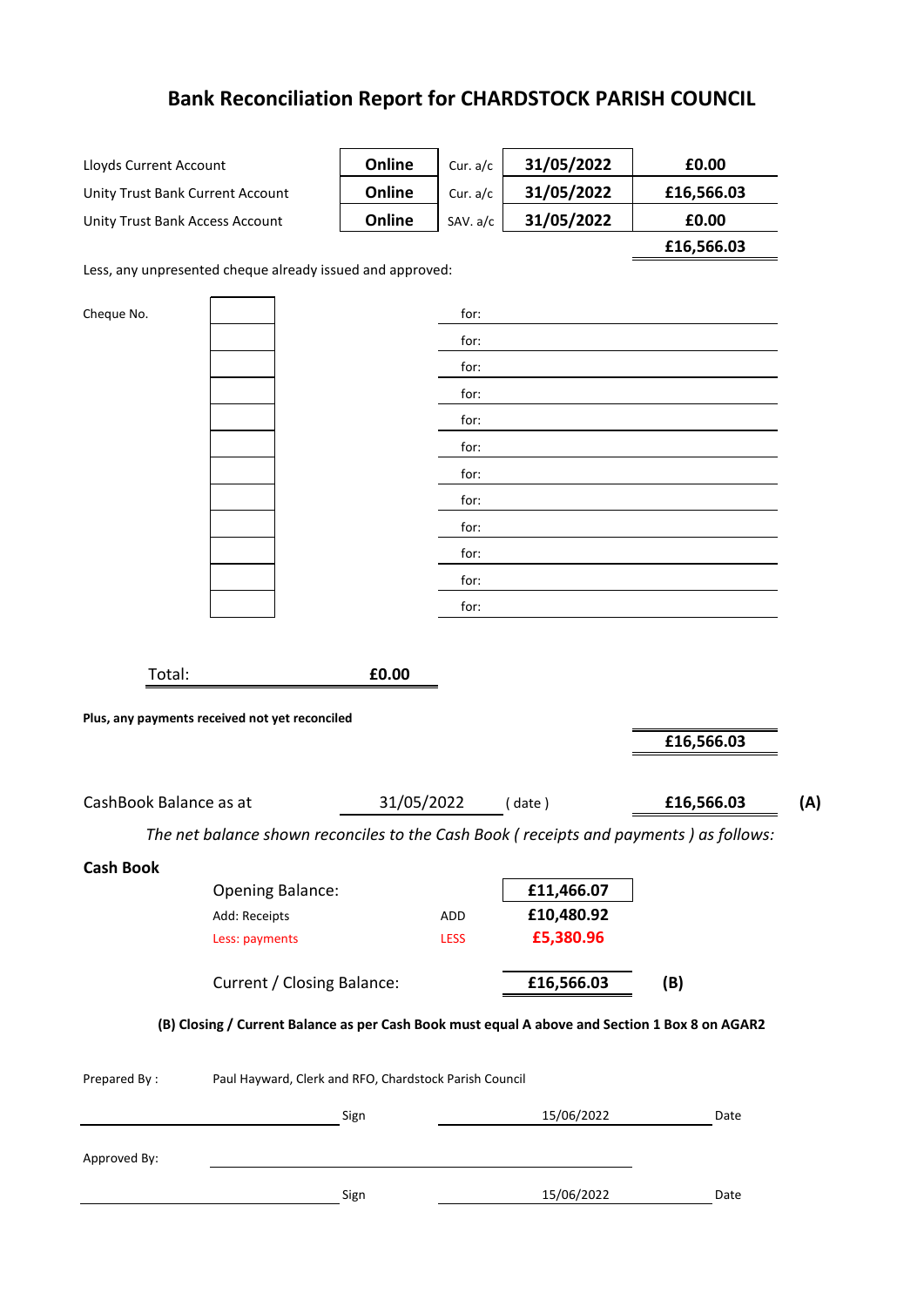# Bank Reconciliation Report for CHARDSTOCK PARISH COUNCIL

| Account | Access | Type | Date | Balance |
|---|---|---|---|---|
| Lloyds Current Account | **Online** | Cur. a/c | **31/05/2022** | **£0.00** |
| Unity Trust Bank Current Account | **Online** | Cur. a/c | **31/05/2022** | **£16,566.03** |
| Unity Trust Bank Access Account | **Online** | SAV. a/c | **31/05/2022** | **£0.00** |
| | | | | **£16,566.03** |

Less, any unpresented cheque already issued and approved:

| Cheque No. | | for: |
|---|---|---|
| | | for: |
| | | for: |
| | | for: |
| | | for: |
| | | for: |
| | | for: |
| | | for: |
| | | for: |
| | | for: |
| | | for: |
| | | for: |
| | | for: |

Total: **£0.00**

**Plus, any payments received not yet reconciled**

**£16,566.03**

CashBook Balance as at 31/05/2022 ( date ) **£16,566.03** **(A)**

*The net balance shown reconciles to the Cash Book ( receipts and payments ) as follows:*

**Cash Book**

| | | |
|---|---|---|
| Opening Balance: | | **£11,466.07** |
| Add: Receipts | ADD | **£10,480.92** |
| Less: payments | LESS | **£5,380.96** |
| Current / Closing Balance: | | **£16,566.03** **(B)** |

**(B) Closing / Current Balance as per Cash Book must equal A above and Section 1 Box 8 on AGAR2**

Prepared By : Paul Hayward, Clerk and RFO, Chardstock Parish Council

Sign ______________ 15/06/2022 Date

Approved By:

Sign ______________ 15/06/2022 Date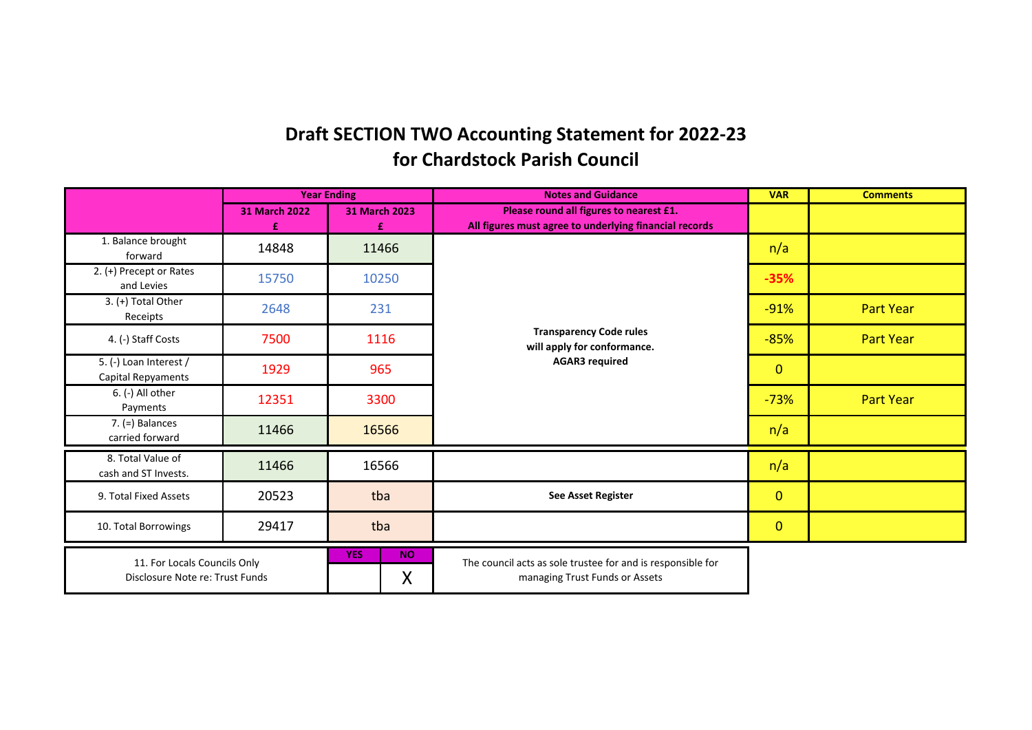# Draft SECTION TWO Accounting Statement for 2022-23
# for Chardstock Parish Council

| | Year Ending | | Notes and Guidance | VAR | Comments |
|---|---|---|---|---|---|
| | 31 March 2022 £ | 31 March 2023 £ | Please round all figures to nearest £1. All figures must agree to underlying financial records | | |
| 1. Balance brought forward | 14848 | 11466 | **Transparency Code rules will apply for conformance. AGAR3 required** | n/a | |
| 2. (+) Precept or Rates and Levies | 15750 | 10250 | | **-35%** | |
| 3. (+) Total Other Receipts | 2648 | 231 | | -91% | Part Year |
| 4. (-) Staff Costs | 7500 | 1116 | | -85% | Part Year |
| 5. (-) Loan Interest / Capital Repayments | 1929 | 965 | | 0 | |
| 6. (-) All other Payments | 12351 | 3300 | | -73% | Part Year |
| 7. (=) Balances carried forward | 11466 | 16566 | | n/a | |
| 8. Total Value of cash and ST Invests. | 11466 | 16566 | | n/a | |
| 9. Total Fixed Assets | 20523 | tba | **See Asset Register** | 0 | |
| 10. Total Borrowings | 29417 | tba | | 0 | |

| 11. For Locals Councils Only Disclosure Note re: Trust Funds | YES | NO | |
|---|---|---|---|
| | | X | The council acts as sole trustee for and is responsible for managing Trust Funds or Assets |